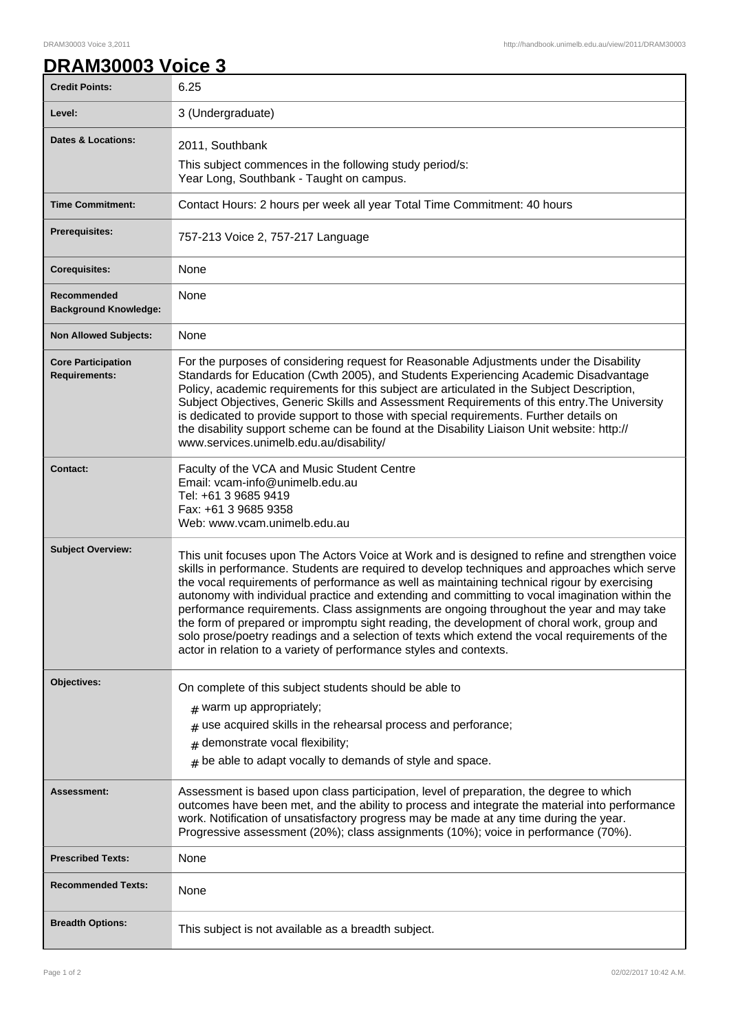# DRAM30003 Voice 3

| | |
|---|---|
| **Credit Points:** | 6.25 |
| **Level:** | 3 (Undergraduate) |
| **Dates & Locations:** | 2011, Southbank<br>This subject commences in the following study period/s:<br>Year Long, Southbank - Taught on campus. |
| **Time Commitment:** | Contact Hours: 2 hours per week all year Total Time Commitment: 40 hours |
| **Prerequisites:** | 757-213 Voice 2, 757-217 Language |
| **Corequisites:** | None |
| **Recommended Background Knowledge:** | None |
| **Non Allowed Subjects:** | None |
| **Core Participation Requirements:** | For the purposes of considering request for Reasonable Adjustments under the Disability Standards for Education (Cwth 2005), and Students Experiencing Academic Disadvantage Policy, academic requirements for this subject are articulated in the Subject Description, Subject Objectives, Generic Skills and Assessment Requirements of this entry.The University is dedicated to provide support to those with special requirements. Further details on the disability support scheme can be found at the Disability Liaison Unit website: http://www.services.unimelb.edu.au/disability/ |
| **Contact:** | Faculty of the VCA and Music Student Centre<br>Email: vcam-info@unimelb.edu.au<br>Tel: +61 3 9685 9419<br>Fax: +61 3 9685 9358<br>Web: www.vcam.unimelb.edu.au |
| **Subject Overview:** | This unit focuses upon The Actors Voice at Work and is designed to refine and strengthen voice skills in performance. Students are required to develop techniques and approaches which serve the vocal requirements of performance as well as maintaining technical rigour by exercising autonomy with individual practice and extending and committing to vocal imagination within the performance requirements. Class assignments are ongoing throughout the year and may take the form of prepared or impromptu sight reading, the development of choral work, group and solo prose/poetry readings and a selection of texts which extend the vocal requirements of the actor in relation to a variety of performance styles and contexts. |
| **Objectives:** | On complete of this subject students should be able to<br># warm up appropriately;<br># use acquired skills in the rehearsal process and perforance;<br># demonstrate vocal flexibility;<br># be able to adapt vocally to demands of style and space. |
| **Assessment:** | Assessment is based upon class participation, level of preparation, the degree to which outcomes have been met, and the ability to process and integrate the material into performance work. Notification of unsatisfactory progress may be made at any time during the year. Progressive assessment (20%); class assignments (10%); voice in performance (70%). |
| **Prescribed Texts:** | None |
| **Recommended Texts:** | None |
| **Breadth Options:** | This subject is not available as a breadth subject. |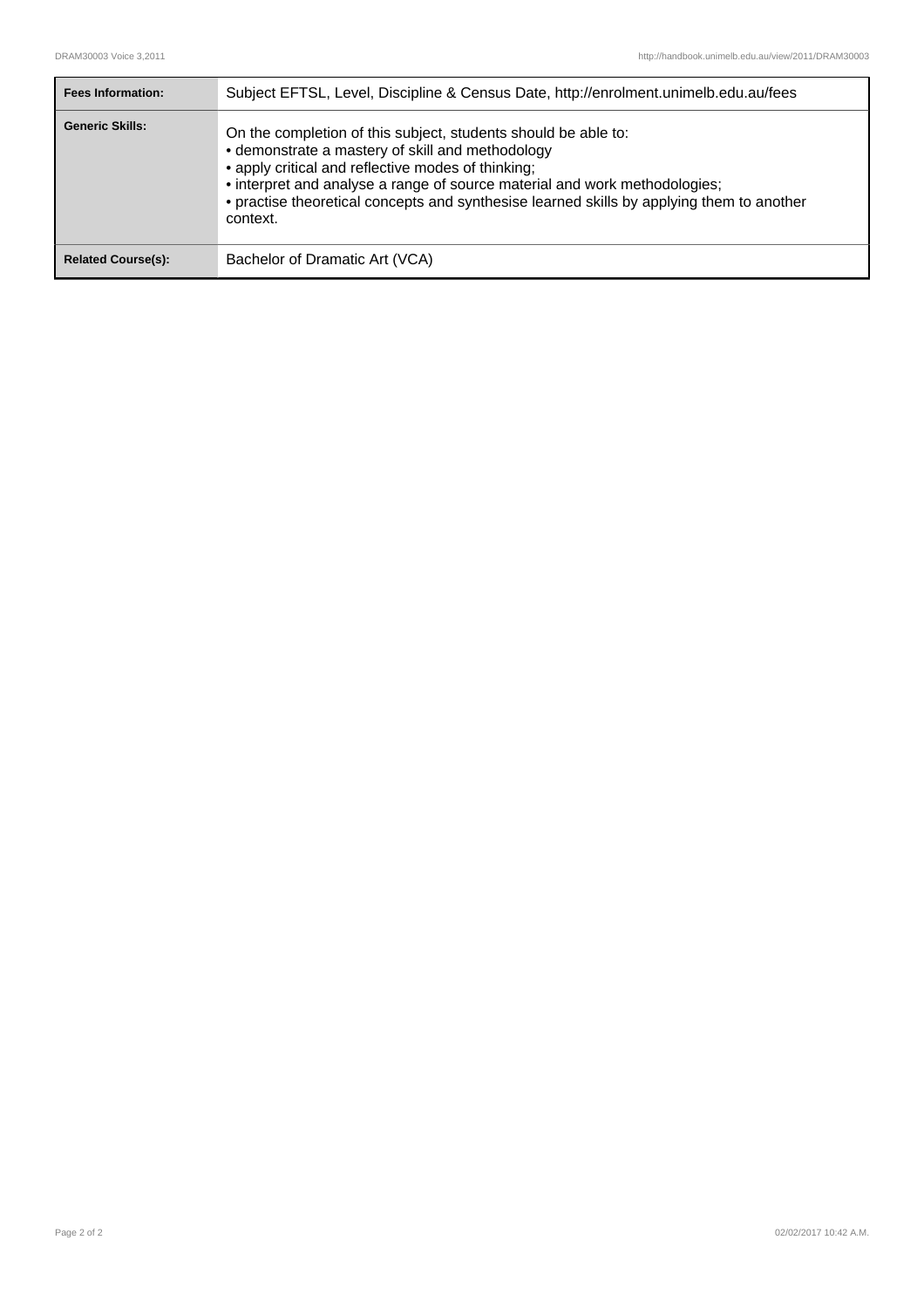| | |
|---|---|
| **Fees Information:** | Subject EFTSL, Level, Discipline & Census Date, http://enrolment.unimelb.edu.au/fees |
| **Generic Skills:** | On the completion of this subject, students should be able to:<br>• demonstrate a mastery of skill and methodology<br>• apply critical and reflective modes of thinking;<br>• interpret and analyse a range of source material and work methodologies;<br>• practise theoretical concepts and synthesise learned skills by applying them to another context. |
| **Related Course(s):** | Bachelor of Dramatic Art (VCA) |